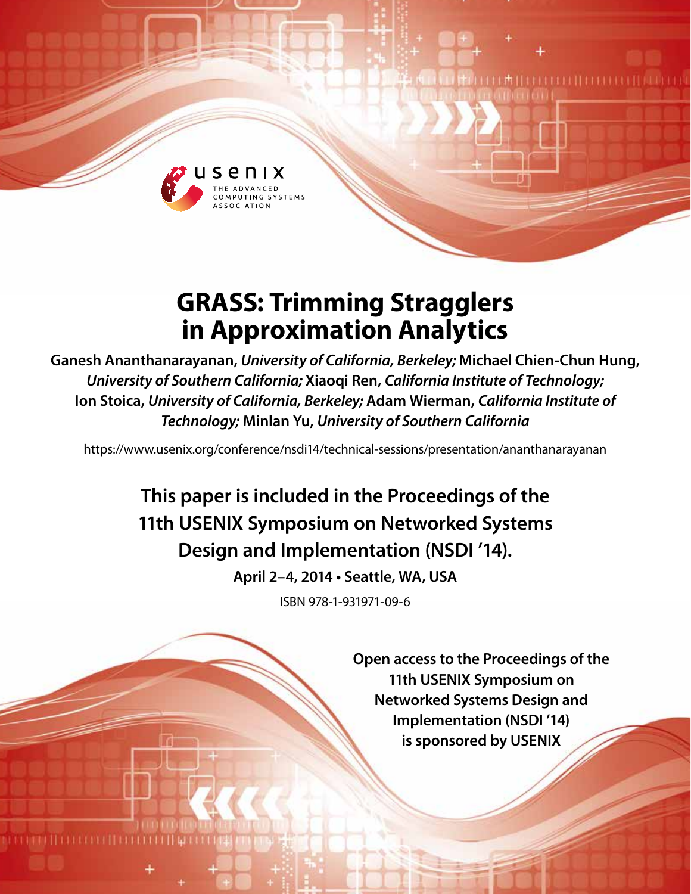usenix

THE ADVANCED COMPUTING SYSTEMS ASSOCIATION

# GRASS: Trimming Stragglers in Approximation Analytics

**Ganesh Ananthanarayanan,** ***University of California, Berkeley;*** **Michael Chien-Chun Hung,** ***University of Southern California;*** **Xiaoqi Ren,** ***California Institute of Technology;*** **Ion Stoica,** ***University of California, Berkeley;*** **Adam Wierman,** ***California Institute of Technology;*** **Minlan Yu,** ***University of Southern California***

https://www.usenix.org/conference/nsdi14/technical-sessions/presentation/ananthanarayanan

**This paper is included in the Proceedings of the 11th USENIX Symposium on Networked Systems Design and Implementation (NSDI '14).**

**April 2–4, 2014 • Seattle, WA, USA**

ISBN 978-1-931971-09-6

**Open access to the Proceedings of the 11th USENIX Symposium on Networked Systems Design and Implementation (NSDI '14) is sponsored by USENIX**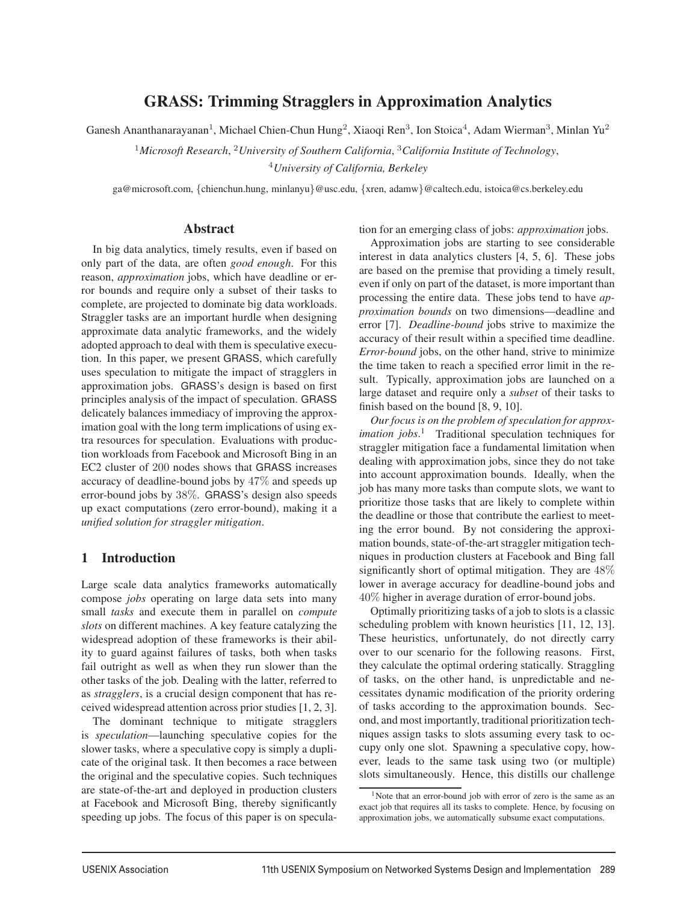# GRASS: Trimming Stragglers in Approximation Analytics

Ganesh Ananthanarayanan[1], Michael Chien-Chun Hung[2], Xiaoqi Ren[3], Ion Stoica[4], Adam Wierman[3], Minlan Yu[2]

[1]*Microsoft Research*, [2]*University of Southern California*, [3]*California Institute of Technology*, [4]*University of California, Berkeley*

ga@microsoft.com, {chienchun.hung, minlanyu}@usc.edu, {xren, adamw}@caltech.edu, istoica@cs.berkeley.edu

## Abstract

In big data analytics, timely results, even if based on only part of the data, are often *good enough*. For this reason, *approximation* jobs, which have deadline or error bounds and require only a subset of their tasks to complete, are projected to dominate big data workloads. Straggler tasks are an important hurdle when designing approximate data analytic frameworks, and the widely adopted approach to deal with them is speculative execution. In this paper, we present GRASS, which carefully uses speculation to mitigate the impact of stragglers in approximation jobs. GRASS's design is based on first principles analysis of the impact of speculation. GRASS delicately balances immediacy of improving the approximation goal with the long term implications of using extra resources for speculation. Evaluations with production workloads from Facebook and Microsoft Bing in an EC2 cluster of 200 nodes shows that GRASS increases accuracy of deadline-bound jobs by 47% and speeds up error-bound jobs by 38%. GRASS's design also speeds up exact computations (zero error-bound), making it a *unified solution for straggler mitigation*.

## 1 Introduction

Large scale data analytics frameworks automatically compose *jobs* operating on large data sets into many small *tasks* and execute them in parallel on *compute slots* on different machines. A key feature catalyzing the widespread adoption of these frameworks is their ability to guard against failures of tasks, both when tasks fail outright as well as when they run slower than the other tasks of the job. Dealing with the latter, referred to as *stragglers*, is a crucial design component that has received widespread attention across prior studies [1, 2, 3].

The dominant technique to mitigate stragglers is *speculation*—launching speculative copies for the slower tasks, where a speculative copy is simply a duplicate of the original task. It then becomes a race between the original and the speculative copies. Such techniques are state-of-the-art and deployed in production clusters at Facebook and Microsoft Bing, thereby significantly speeding up jobs. The focus of this paper is on speculation for an emerging class of jobs: *approximation* jobs.

Approximation jobs are starting to see considerable interest in data analytics clusters [4, 5, 6]. These jobs are based on the premise that providing a timely result, even if only on part of the dataset, is more important than processing the entire data. These jobs tend to have *approximation bounds* on two dimensions—deadline and error [7]. *Deadline-bound* jobs strive to maximize the accuracy of their result within a specified time deadline. *Error-bound* jobs, on the other hand, strive to minimize the time taken to reach a specified error limit in the result. Typically, approximation jobs are launched on a large dataset and require only a *subset* of their tasks to finish based on the bound [8, 9, 10].

*Our focus is on the problem of speculation for approximation jobs*.[1] Traditional speculation techniques for straggler mitigation face a fundamental limitation when dealing with approximation jobs, since they do not take into account approximation bounds. Ideally, when the job has many more tasks than compute slots, we want to prioritize those tasks that are likely to complete within the deadline or those that contribute the earliest to meeting the error bound. By not considering the approximation bounds, state-of-the-art straggler mitigation techniques in production clusters at Facebook and Bing fall significantly short of optimal mitigation. They are 48% lower in average accuracy for deadline-bound jobs and 40% higher in average duration of error-bound jobs.

Optimally prioritizing tasks of a job to slots is a classic scheduling problem with known heuristics [11, 12, 13]. These heuristics, unfortunately, do not directly carry over to our scenario for the following reasons. First, they calculate the optimal ordering statically. Straggling of tasks, on the other hand, is unpredictable and necessitates dynamic modification of the priority ordering of tasks according to the approximation bounds. Second, and most importantly, traditional prioritization techniques assign tasks to slots assuming every task to occupy only one slot. Spawning a speculative copy, however, leads to the same task using two (or multiple) slots simultaneously. Hence, this distills our challenge

[1]Note that an error-bound job with error of zero is the same as an exact job that requires all its tasks to complete. Hence, by focusing on approximation jobs, we automatically subsume exact computations.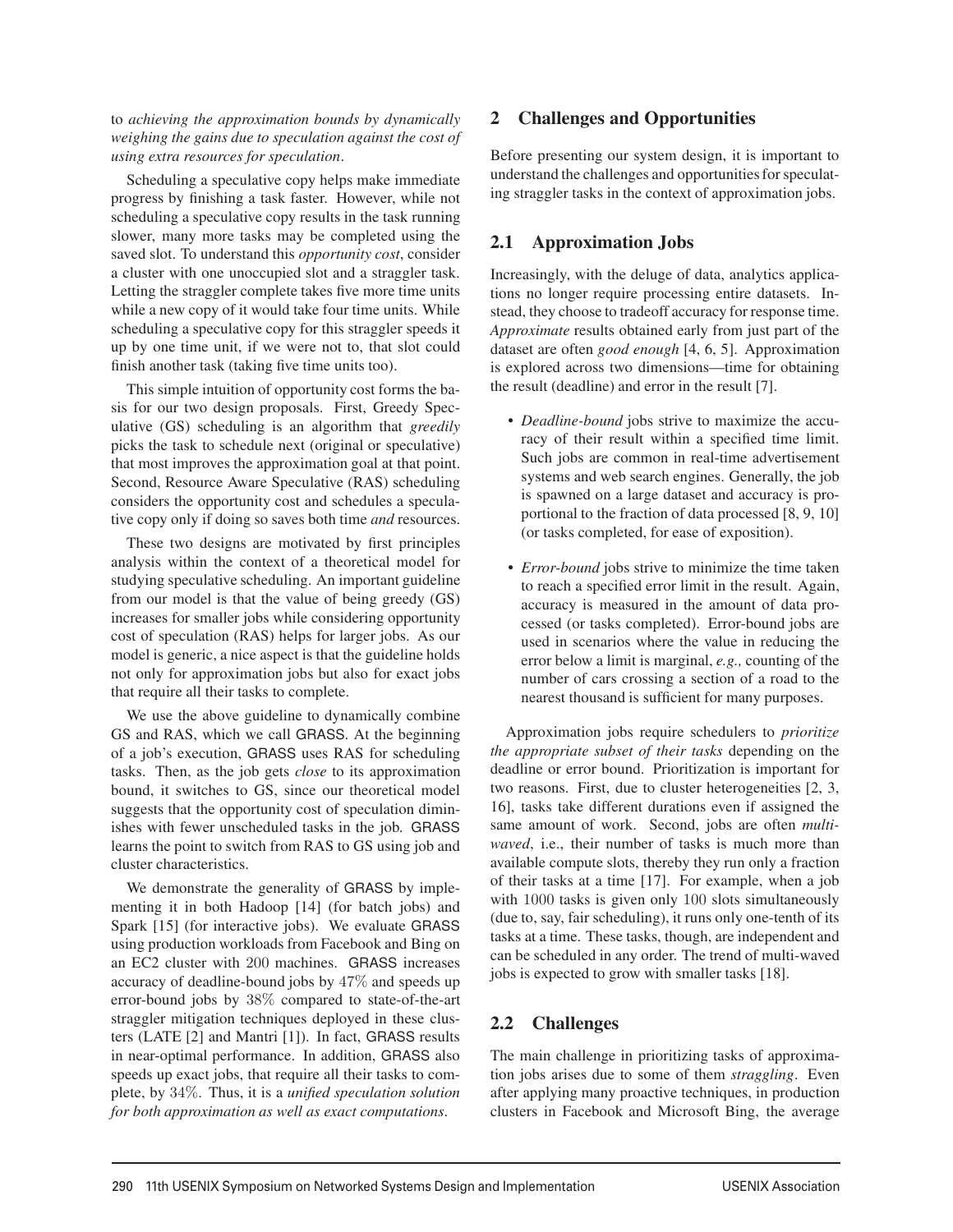to *achieving the approximation bounds by dynamically weighing the gains due to speculation against the cost of using extra resources for speculation*.

Scheduling a speculative copy helps make immediate progress by finishing a task faster. However, while not scheduling a speculative copy results in the task running slower, many more tasks may be completed using the saved slot. To understand this *opportunity cost*, consider a cluster with one unoccupied slot and a straggler task. Letting the straggler complete takes five more time units while a new copy of it would take four time units. While scheduling a speculative copy for this straggler speeds it up by one time unit, if we were not to, that slot could finish another task (taking five time units too).

This simple intuition of opportunity cost forms the basis for our two design proposals. First, Greedy Speculative (GS) scheduling is an algorithm that *greedily* picks the task to schedule next (original or speculative) that most improves the approximation goal at that point. Second, Resource Aware Speculative (RAS) scheduling considers the opportunity cost and schedules a speculative copy only if doing so saves both time *and* resources.

These two designs are motivated by first principles analysis within the context of a theoretical model for studying speculative scheduling. An important guideline from our model is that the value of being greedy (GS) increases for smaller jobs while considering opportunity cost of speculation (RAS) helps for larger jobs. As our model is generic, a nice aspect is that the guideline holds not only for approximation jobs but also for exact jobs that require all their tasks to complete.

We use the above guideline to dynamically combine GS and RAS, which we call GRASS. At the beginning of a job's execution, GRASS uses RAS for scheduling tasks. Then, as the job gets *close* to its approximation bound, it switches to GS, since our theoretical model suggests that the opportunity cost of speculation diminishes with fewer unscheduled tasks in the job. GRASS learns the point to switch from RAS to GS using job and cluster characteristics.

We demonstrate the generality of GRASS by implementing it in both Hadoop [14] (for batch jobs) and Spark [15] (for interactive jobs). We evaluate GRASS using production workloads from Facebook and Bing on an EC2 cluster with 200 machines. GRASS increases accuracy of deadline-bound jobs by 47% and speeds up error-bound jobs by 38% compared to state-of-the-art straggler mitigation techniques deployed in these clusters (LATE [2] and Mantri [1]). In fact, GRASS results in near-optimal performance. In addition, GRASS also speeds up exact jobs, that require all their tasks to complete, by 34%. Thus, it is a *unified speculation solution for both approximation as well as exact computations*.

## 2 Challenges and Opportunities

Before presenting our system design, it is important to understand the challenges and opportunities for speculating straggler tasks in the context of approximation jobs.

### 2.1 Approximation Jobs

Increasingly, with the deluge of data, analytics applications no longer require processing entire datasets. Instead, they choose to tradeoff accuracy for response time. *Approximate* results obtained early from just part of the dataset are often *good enough* [4, 6, 5]. Approximation is explored across two dimensions—time for obtaining the result (deadline) and error in the result [7].

- *Deadline-bound* jobs strive to maximize the accuracy of their result within a specified time limit. Such jobs are common in real-time advertisement systems and web search engines. Generally, the job is spawned on a large dataset and accuracy is proportional to the fraction of data processed [8, 9, 10] (or tasks completed, for ease of exposition).
- *Error-bound* jobs strive to minimize the time taken to reach a specified error limit in the result. Again, accuracy is measured in the amount of data processed (or tasks completed). Error-bound jobs are used in scenarios where the value in reducing the error below a limit is marginal, *e.g.,* counting of the number of cars crossing a section of a road to the nearest thousand is sufficient for many purposes.

Approximation jobs require schedulers to *prioritize the appropriate subset of their tasks* depending on the deadline or error bound. Prioritization is important for two reasons. First, due to cluster heterogeneities [2, 3, 16], tasks take different durations even if assigned the same amount of work. Second, jobs are often *multi-waved*, i.e., their number of tasks is much more than available compute slots, thereby they run only a fraction of their tasks at a time [17]. For example, when a job with 1000 tasks is given only 100 slots simultaneously (due to, say, fair scheduling), it runs only one-tenth of its tasks at a time. These tasks, though, are independent and can be scheduled in any order. The trend of multi-waved jobs is expected to grow with smaller tasks [18].

### 2.2 Challenges

The main challenge in prioritizing tasks of approximation jobs arises due to some of them *straggling*. Even after applying many proactive techniques, in production clusters in Facebook and Microsoft Bing, the average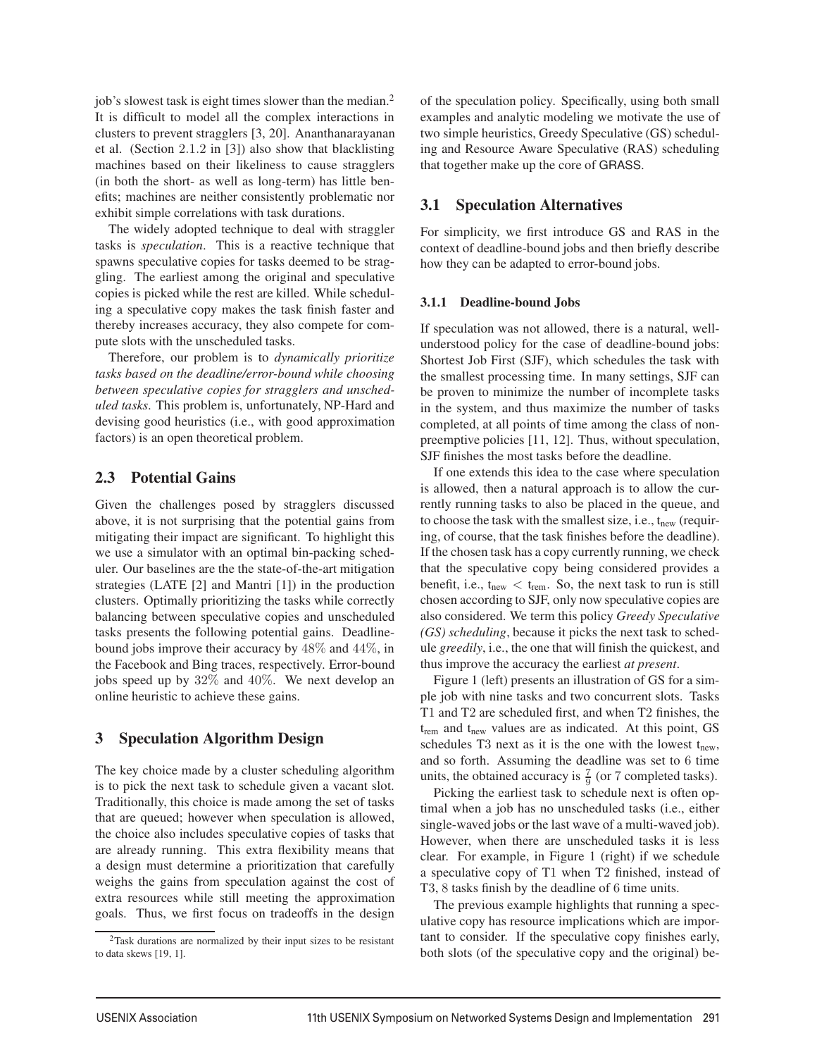job's slowest task is eight times slower than the median.[2] It is difficult to model all the complex interactions in clusters to prevent stragglers [3, 20]. Ananthanarayanan et al. (Section 2.1.2 in [3]) also show that blacklisting machines based on their likeliness to cause stragglers (in both the short- as well as long-term) has little benefits; machines are neither consistently problematic nor exhibit simple correlations with task durations.

The widely adopted technique to deal with straggler tasks is *speculation*. This is a reactive technique that spawns speculative copies for tasks deemed to be straggling. The earliest among the original and speculative copies is picked while the rest are killed. While scheduling a speculative copy makes the task finish faster and thereby increases accuracy, they also compete for compute slots with the unscheduled tasks.

Therefore, our problem is to *dynamically prioritize tasks based on the deadline/error-bound while choosing between speculative copies for stragglers and unscheduled tasks*. This problem is, unfortunately, NP-Hard and devising good heuristics (i.e., with good approximation factors) is an open theoretical problem.

## 2.3 Potential Gains

Given the challenges posed by stragglers discussed above, it is not surprising that the potential gains from mitigating their impact are significant. To highlight this we use a simulator with an optimal bin-packing scheduler. Our baselines are the the state-of-the-art mitigation strategies (LATE [2] and Mantri [1]) in the production clusters. Optimally prioritizing the tasks while correctly balancing between speculative copies and unscheduled tasks presents the following potential gains. Deadline-bound jobs improve their accuracy by $48\%$ and $44\%$, in the Facebook and Bing traces, respectively. Error-bound jobs speed up by $32\%$ and $40\%$. We next develop an online heuristic to achieve these gains.

# 3 Speculation Algorithm Design

The key choice made by a cluster scheduling algorithm is to pick the next task to schedule given a vacant slot. Traditionally, this choice is made among the set of tasks that are queued; however when speculation is allowed, the choice also includes speculative copies of tasks that are already running. This extra flexibility means that a design must determine a prioritization that carefully weighs the gains from speculation against the cost of extra resources while still meeting the approximation goals. Thus, we first focus on tradeoffs in the design of the speculation policy. Specifically, using both small examples and analytic modeling we motivate the use of two simple heuristics, Greedy Speculative (GS) scheduling and Resource Aware Speculative (RAS) scheduling that together make up the core of GRASS.

## 3.1 Speculation Alternatives

For simplicity, we first introduce GS and RAS in the context of deadline-bound jobs and then briefly describe how they can be adapted to error-bound jobs.

### 3.1.1 Deadline-bound Jobs

If speculation was not allowed, there is a natural, well-understood policy for the case of deadline-bound jobs: Shortest Job First (SJF), which schedules the task with the smallest processing time. In many settings, SJF can be proven to minimize the number of incomplete tasks in the system, and thus maximize the number of tasks completed, at all points of time among the class of non-preemptive policies [11, 12]. Thus, without speculation, SJF finishes the most tasks before the deadline.

If one extends this idea to the case where speculation is allowed, then a natural approach is to allow the currently running tasks to also be placed in the queue, and to choose the task with the smallest size, i.e., $t_{new}$ (requiring, of course, that the task finishes before the deadline). If the chosen task has a copy currently running, we check that the speculative copy being considered provides a benefit, i.e., $t_{new} < t_{rem}$. So, the next task to run is still chosen according to SJF, only now speculative copies are also considered. We term this policy *Greedy Speculative (GS) scheduling*, because it picks the next task to schedule *greedily*, i.e., the one that will finish the quickest, and thus improve the accuracy the earliest *at present*.

Figure 1 (left) presents an illustration of GS for a simple job with nine tasks and two concurrent slots. Tasks T1 and T2 are scheduled first, and when T2 finishes, the $t_{rem}$ and $t_{new}$ values are as indicated. At this point, GS schedules T3 next as it is the one with the lowest $t_{new}$, and so forth. Assuming the deadline was set to 6 time units, the obtained accuracy is $\frac{7}{9}$ (or 7 completed tasks).

Picking the earliest task to schedule next is often optimal when a job has no unscheduled tasks (i.e., either single-waved jobs or the last wave of a multi-waved job). However, when there are unscheduled tasks it is less clear. For example, in Figure 1 (right) if we schedule a speculative copy of T1 when T2 finished, instead of T3, 8 tasks finish by the deadline of 6 time units.

The previous example highlights that running a speculative copy has resource implications which are important to consider. If the speculative copy finishes early, both slots (of the speculative copy and the original) be-

[2] Task durations are normalized by their input sizes to be resistant to data skews [19, 1].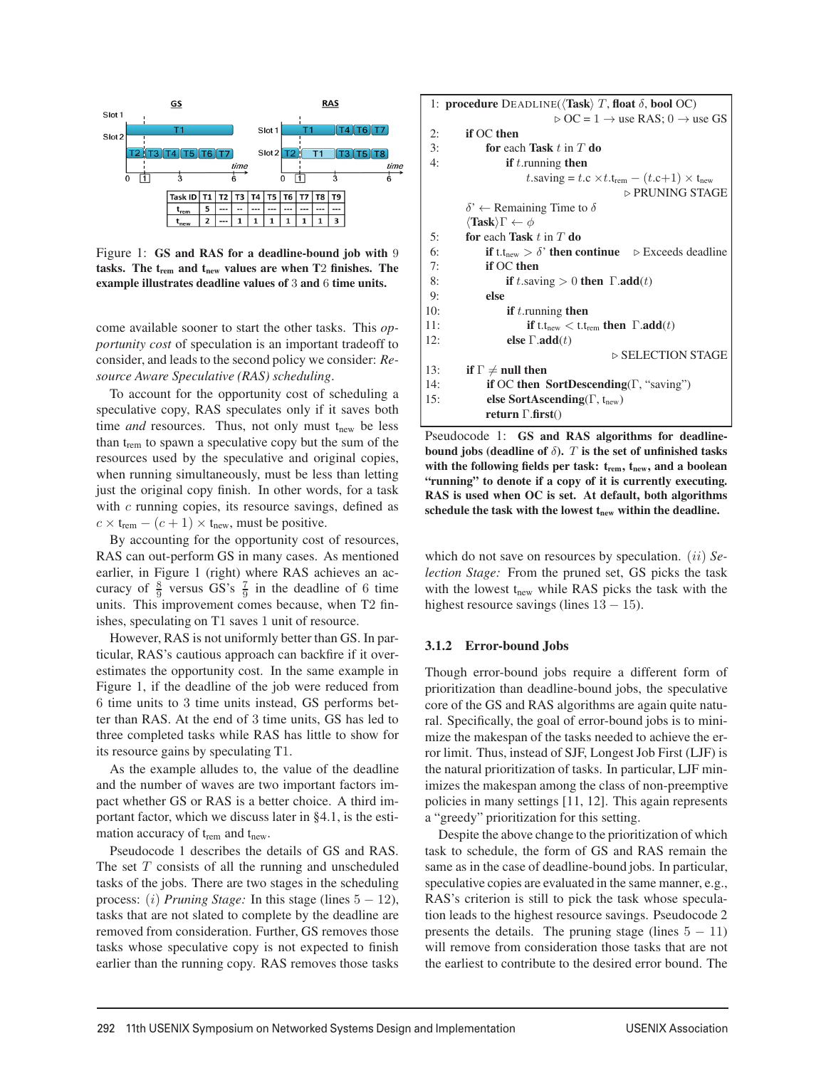| Task ID | T1 | T2 | T3 | T4 | T5 | T6 | T7 | T8 | T9 |
|---|---|---|---|---|---|---|---|---|---|
| $t_{rem}$ | 5 | --- | -- | --- | --- | --- | --- | --- | --- |
| $t_{new}$ | 2 | --- | 1 | 1 | 1 | 1 | 1 | 1 | 3 |

Figure 1: **GS and RAS for a deadline-bound job with 9 tasks. The $t_{rem}$ and $t_{new}$ values are when T2 finishes. The example illustrates deadline values of 3 and 6 time units.**

come available sooner to start the other tasks. This *opportunity cost* of speculation is an important tradeoff to consider, and leads to the second policy we consider: *Resource Aware Speculative (RAS) scheduling*.

To account for the opportunity cost of scheduling a speculative copy, RAS speculates only if it saves both time *and* resources. Thus, not only must $t_{new}$ be less than $t_{rem}$ to spawn a speculative copy but the sum of the resources used by the speculative and original copies, when running simultaneously, must be less than letting just the original copy finish. In other words, for a task with $c$ running copies, its resource savings, defined as $c \times t_{rem} - (c+1) \times t_{new}$, must be positive.

By accounting for the opportunity cost of resources, RAS can out-perform GS in many cases. As mentioned earlier, in Figure 1 (right) where RAS achieves an accuracy of $\frac{8}{9}$ versus GS's $\frac{7}{9}$ in the deadline of 6 time units. This improvement comes because, when T2 finishes, speculating on T1 saves 1 unit of resource.

However, RAS is not uniformly better than GS. In particular, RAS's cautious approach can backfire if it overestimates the opportunity cost. In the same example in Figure 1, if the deadline of the job were reduced from 6 time units to 3 time units instead, GS performs better than RAS. At the end of 3 time units, GS has led to three completed tasks while RAS has little to show for its resource gains by speculating T1.

As the example alludes to, the value of the deadline and the number of waves are two important factors impact whether GS or RAS is a better choice. A third important factor, which we discuss later in §4.1, is the estimation accuracy of $t_{rem}$ and $t_{new}$.

Pseudocode 1 describes the details of GS and RAS. The set $T$ consists of all the running and unscheduled tasks of the jobs. There are two stages in the scheduling process: $(i)$ *Pruning Stage:* In this stage (lines $5-12$), tasks that are not slated to complete by the deadline are removed from consideration. Further, GS removes those tasks whose speculative copy is not expected to finish earlier than the running copy. RAS removes those tasks which do not save on resources by speculation. $(ii)$ *Selection Stage:* From the pruned set, GS picks the task with the lowest $t_{new}$ while RAS picks the task with the highest resource savings (lines $13-15$).

```
1:  procedure DEADLINE(⟨Task⟩ T, float δ, bool OC)
                              ▷ OC = 1 → use RAS; 0 → use GS
2:      if OC then
3:          for each Task t in T do
4:              if t.running then
                    t.saving = t.c × t.t_rem − (t.c+1) × t_new
                                                  ▷ PRUNING STAGE
        δ' ← Remaining Time to δ
        ⟨Task⟩Γ ← φ
5:      for each Task t in T do
6:          if t.t_new > δ' then continue      ▷ Exceeds deadline
7:          if OC then
8:              if t.saving > 0 then Γ.add(t)
9:          else
10:             if t.running then
11:                 if t.t_new < t.t_rem then Γ.add(t)
12:             else Γ.add(t)
                                                  ▷ SELECTION STAGE
13:     if Γ ≠ null then
14:         if OC then SortDescending(Γ, "saving")
15:         else SortAscending(Γ, t_new)
            return Γ.first()
```

Pseudocode 1: **GS and RAS algorithms for deadline-bound jobs (deadline of $\delta$). $T$ is the set of unfinished tasks with the following fields per task: $t_{rem}$, $t_{new}$, and a boolean "running" to denote if a copy of it is currently executing. RAS is used when OC is set. At default, both algorithms schedule the task with the lowest $t_{new}$ within the deadline.**

### 3.1.2 Error-bound Jobs

Though error-bound jobs require a different form of prioritization than deadline-bound jobs, the speculative core of the GS and RAS algorithms are again quite natural. Specifically, the goal of error-bound jobs is to minimize the makespan of the tasks needed to achieve the error limit. Thus, instead of SJF, Longest Job First (LJF) is the natural prioritization of tasks. In particular, LJF minimizes the makespan among the class of non-preemptive policies in many settings [11, 12]. This again represents a "greedy" prioritization for this setting.

Despite the above change to the prioritization of which task to schedule, the form of GS and RAS remain the same as in the case of deadline-bound jobs. In particular, speculative copies are evaluated in the same manner, e.g., RAS's criterion is still to pick the task whose speculation leads to the highest resource savings. Pseudocode 2 presents the details. The pruning stage (lines $5-11$) will remove from consideration those tasks that are not the earliest to contribute to the desired error bound. The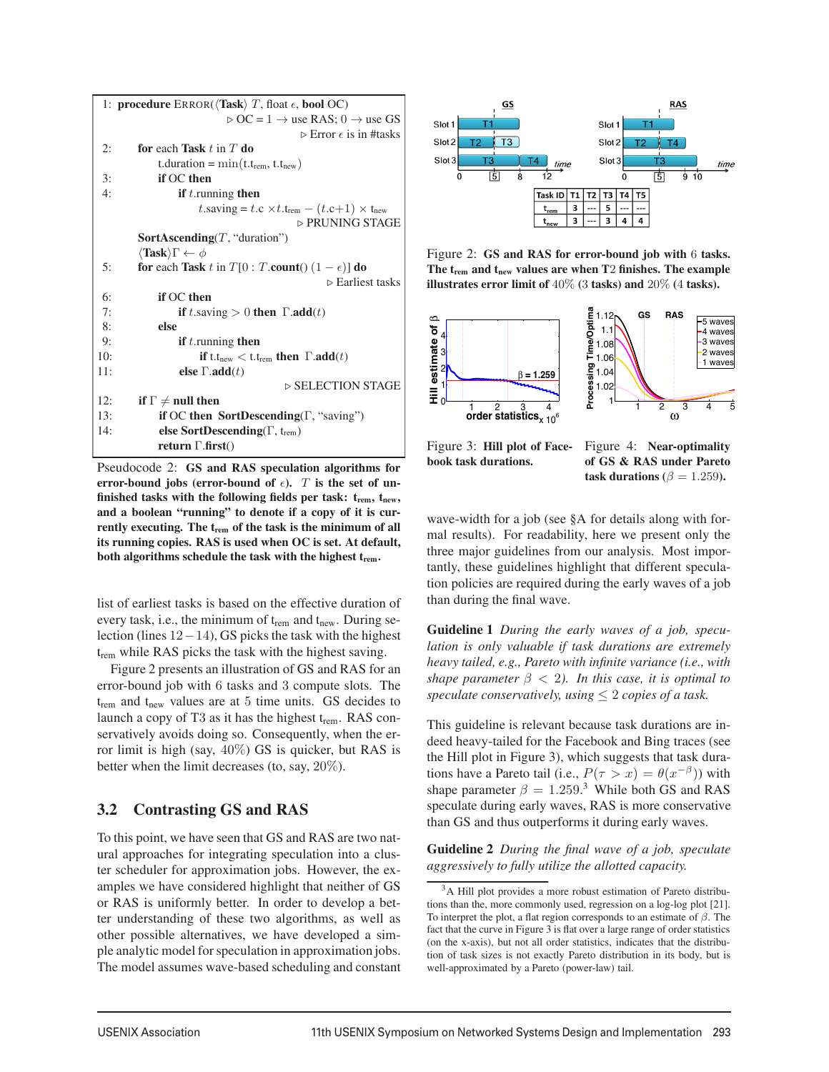```
1:  procedure ERROR(⟨Task⟩ T, float ε, bool OC)
                                  ▷ OC = 1 → use RAS; 0 → use GS
                                          ▷ Error ε is in #tasks
2:      for each Task t in T do
            t.duration = min(t.t_rem, t.t_new)
3:          if OC then
4:              if t.running then
                    t.saving = t.c × t.t_rem − (t.c+1) × t.t_new
                                                ▷ PRUNING STAGE
        SortAscending(T, "duration")
        ⟨Task⟩Γ ← φ
5:      for each Task t in T[0 : T.count() (1 − ε)] do
                                                ▷ Earliest tasks
6:          if OC then
7:              if t.saving > 0 then Γ.add(t)
8:          else
9:              if t.running then
10:                 if t.t_new < t.t_rem then Γ.add(t)
11:             else Γ.add(t)
                                               ▷ SELECTION STAGE
12:     if Γ ≠ null then
13:         if OC then SortDescending(Γ, "saving")
14:         else SortDescending(Γ, t_rem)
            return Γ.first()
```

**Pseudocode 2: GS and RAS speculation algorithms for error-bound jobs (error-bound of $\epsilon$). $T$ is the set of unfinished tasks with the following fields per task: $t_{rem}$, $t_{new}$, and a boolean "running" to denote if a copy of it is currently executing. The $t_{rem}$ of the task is the minimum of all its running copies. RAS is used when OC is set. At default, both algorithms schedule the task with the highest $t_{rem}$.**

list of earliest tasks is based on the effective duration of every task, i.e., the minimum of $t_{rem}$ and $t_{new}$. During selection (lines $12-14$), GS picks the task with the highest $t_{rem}$ while RAS picks the task with the highest saving.

Figure 2 presents an illustration of GS and RAS for an error-bound job with 6 tasks and 3 compute slots. The $t_{rem}$ and $t_{new}$ values are at 5 time units. GS decides to launch a copy of T3 as it has the highest $t_{rem}$. RAS conservatively avoids doing so. Consequently, when the error limit is high (say, 40%) GS is quicker, but RAS is better when the limit decreases (to, say, 20%).

## 3.2 Contrasting GS and RAS

To this point, we have seen that GS and RAS are two natural approaches for integrating speculation into a cluster scheduler for approximation jobs. However, the examples we have considered highlight that neither of GS or RAS is uniformly better. In order to develop a better understanding of these two algorithms, as well as other possible alternatives, we have developed a simple analytic model for speculation in approximation jobs. The model assumes wave-based scheduling and constant

| Task ID | T1 | T2 | T3 | T4 | T5 |
|---|---|---|---|---|---|
| $t_{rem}$ | 3 | --- | 5 | --- | --- |
| $t_{new}$ | 3 | --- | 3 | 4 | 4 |

**Figure 2: GS and RAS for error-bound job with 6 tasks. The $t_{rem}$ and $t_{new}$ values are when T2 finishes. The example illustrates error limit of 40% (3 tasks) and 20% (4 tasks).**

**Figure 3: Hill plot of Facebook task durations.**

**Figure 4: Near-optimality of GS & RAS under Pareto task durations ($\beta = 1.259$).**

wave-width for a job (see §A for details along with formal results). For readability, here we present only the three major guidelines from our analysis. Most importantly, these guidelines highlight that different speculation policies are required during the early waves of a job than during the final wave.

**Guideline 1** *During the early waves of a job, speculation is only valuable if task durations are extremely heavy tailed, e.g., Pareto with infinite variance (i.e., with shape parameter $\beta < 2$). In this case, it is optimal to speculate conservatively, using $\leq 2$ copies of a task.*

This guideline is relevant because task durations are indeed heavy-tailed for the Facebook and Bing traces (see the Hill plot in Figure 3), which suggests that task durations have a Pareto tail (i.e., $P(\tau > x) = \theta(x^{-\beta})$) with shape parameter $\beta = 1.259$.[3] While both GS and RAS speculate during early waves, RAS is more conservative than GS and thus outperforms it during early waves.

**Guideline 2** *During the final wave of a job, speculate aggressively to fully utilize the allotted capacity.*

[3] A Hill plot provides a more robust estimation of Pareto distributions than the, more commonly used, regression on a log-log plot [21]. To interpret the plot, a flat region corresponds to an estimate of $\beta$. The fact that the curve in Figure 3 is flat over a large range of order statistics (on the x-axis), but not all order statistics, indicates that the distribution of task sizes is not exactly Pareto distribution in its body, but is well-approximated by a Pareto (power-law) tail.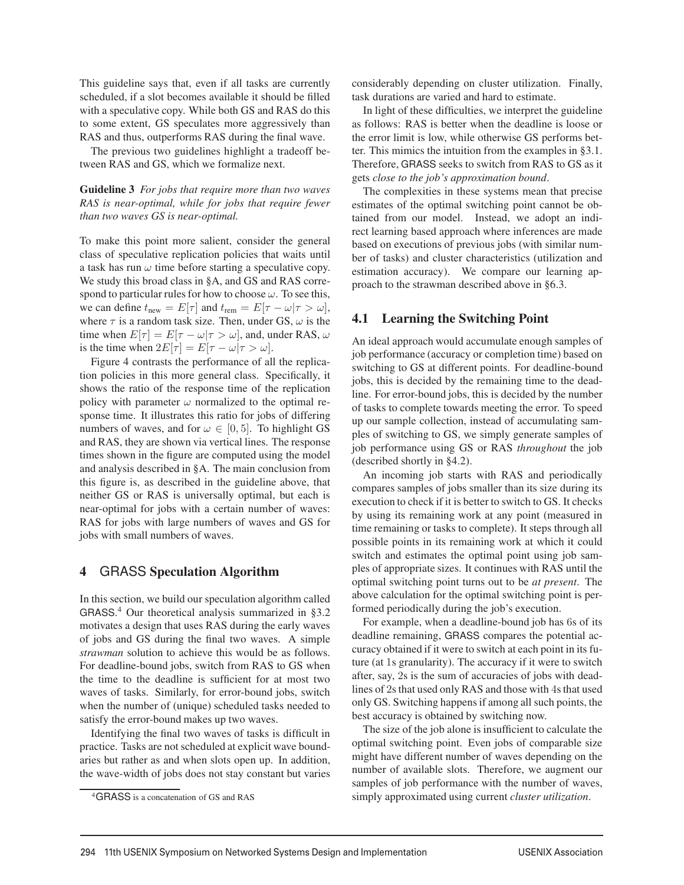This guideline says that, even if all tasks are currently scheduled, if a slot becomes available it should be filled with a speculative copy. While both GS and RAS do this to some extent, GS speculates more aggressively than RAS and thus, outperforms RAS during the final wave.

The previous two guidelines highlight a tradeoff between RAS and GS, which we formalize next.

**Guideline 3** *For jobs that require more than two waves RAS is near-optimal, while for jobs that require fewer than two waves GS is near-optimal.*

To make this point more salient, consider the general class of speculative replication policies that waits until a task has run $\omega$ time before starting a speculative copy. We study this broad class in §A, and GS and RAS correspond to particular rules for how to choose $\omega$. To see this, we can define $t_{\text{new}} = E[\tau]$ and $t_{\text{rem}} = E[\tau - \omega | \tau > \omega]$, where $\tau$ is a random task size. Then, under GS, $\omega$ is the time when $E[\tau] = E[\tau - \omega | \tau > \omega]$, and, under RAS, $\omega$ is the time when $2E[\tau] = E[\tau - \omega | \tau > \omega]$.

Figure 4 contrasts the performance of all the replication policies in this more general class. Specifically, it shows the ratio of the response time of the replication policy with parameter $\omega$ normalized to the optimal response time. It illustrates this ratio for jobs of differing numbers of waves, and for $\omega \in [0, 5]$. To highlight GS and RAS, they are shown via vertical lines. The response times shown in the figure are computed using the model and analysis described in §A. The main conclusion from this figure is, as described in the guideline above, that neither GS or RAS is universally optimal, but each is near-optimal for jobs with a certain number of waves: RAS for jobs with large numbers of waves and GS for jobs with small numbers of waves.

## 4 GRASS Speculation Algorithm

In this section, we build our speculation algorithm called GRASS.[4] Our theoretical analysis summarized in §3.2 motivates a design that uses RAS during the early waves of jobs and GS during the final two waves. A simple *strawman* solution to achieve this would be as follows. For deadline-bound jobs, switch from RAS to GS when the time to the deadline is sufficient for at most two waves of tasks. Similarly, for error-bound jobs, switch when the number of (unique) scheduled tasks needed to satisfy the error-bound makes up two waves.

Identifying the final two waves of tasks is difficult in practice. Tasks are not scheduled at explicit wave boundaries but rather as and when slots open up. In addition, the wave-width of jobs does not stay constant but varies considerably depending on cluster utilization. Finally, task durations are varied and hard to estimate.

In light of these difficulties, we interpret the guideline as follows: RAS is better when the deadline is loose or the error limit is low, while otherwise GS performs better. This mimics the intuition from the examples in §3.1. Therefore, GRASS seeks to switch from RAS to GS as it gets *close to the job's approximation bound*.

The complexities in these systems mean that precise estimates of the optimal switching point cannot be obtained from our model. Instead, we adopt an indirect learning based approach where inferences are made based on executions of previous jobs (with similar number of tasks) and cluster characteristics (utilization and estimation accuracy). We compare our learning approach to the strawman described above in §6.3.

### 4.1 Learning the Switching Point

An ideal approach would accumulate enough samples of job performance (accuracy or completion time) based on switching to GS at different points. For deadline-bound jobs, this is decided by the remaining time to the deadline. For error-bound jobs, this is decided by the number of tasks to complete towards meeting the error. To speed up our sample collection, instead of accumulating samples of switching to GS, we simply generate samples of job performance using GS or RAS *throughout* the job (described shortly in §4.2).

An incoming job starts with RAS and periodically compares samples of jobs smaller than its size during its execution to check if it is better to switch to GS. It checks by using its remaining work at any point (measured in time remaining or tasks to complete). It steps through all possible points in its remaining work at which it could switch and estimates the optimal point using job samples of appropriate sizes. It continues with RAS until the optimal switching point turns out to be *at present*. The above calculation for the optimal switching point is performed periodically during the job's execution.

For example, when a deadline-bound job has 6s of its deadline remaining, GRASS compares the potential accuracy obtained if it were to switch at each point in its future (at 1s granularity). The accuracy if it were to switch after, say, 2s is the sum of accuracies of jobs with deadlines of 2s that used only RAS and those with 4s that used only GS. Switching happens if among all such points, the best accuracy is obtained by switching now.

The size of the job alone is insufficient to calculate the optimal switching point. Even jobs of comparable size might have different number of waves depending on the number of available slots. Therefore, we augment our samples of job performance with the number of waves, simply approximated using current *cluster utilization*.

[4] GRASS is a concatenation of GS and RAS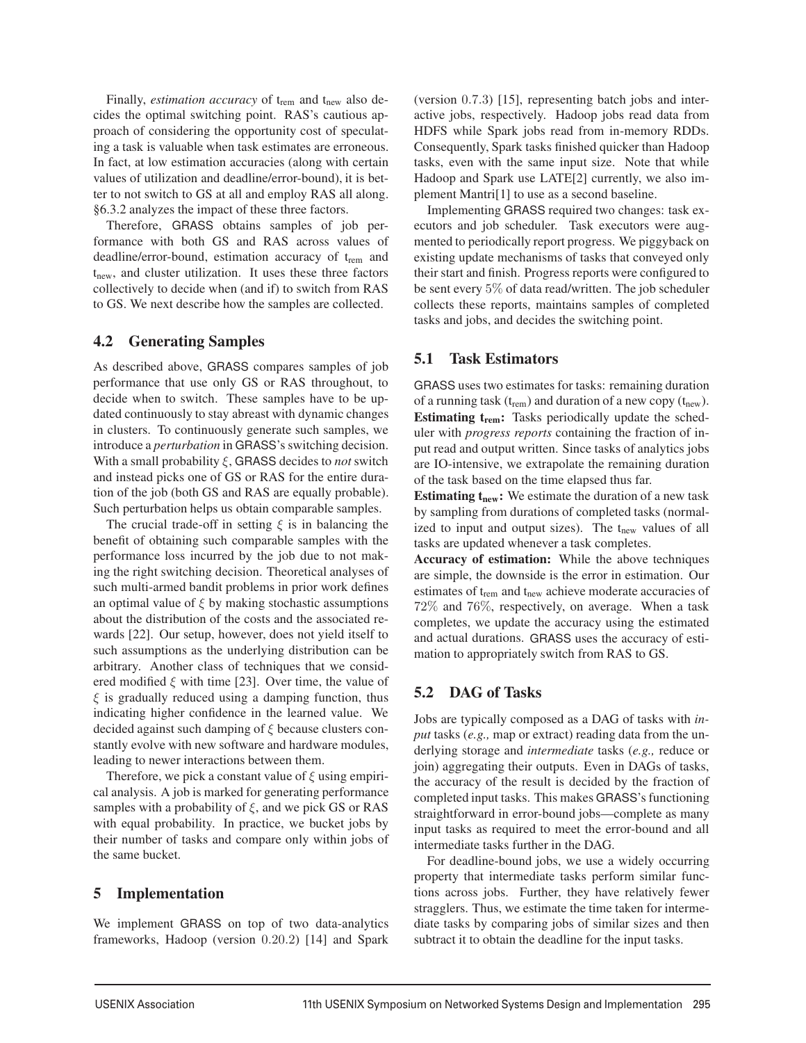Finally, *estimation accuracy* of $t_{rem}$ and $t_{new}$ also decides the optimal switching point. RAS's cautious approach of considering the opportunity cost of speculating a task is valuable when task estimates are erroneous. In fact, at low estimation accuracies (along with certain values of utilization and deadline/error-bound), it is better to not switch to GS at all and employ RAS all along. §6.3.2 analyzes the impact of these three factors.

Therefore, GRASS obtains samples of job performance with both GS and RAS across values of deadline/error-bound, estimation accuracy of $t_{rem}$ and $t_{new}$, and cluster utilization. It uses these three factors collectively to decide when (and if) to switch from RAS to GS. We next describe how the samples are collected.

## 4.2 Generating Samples

As described above, GRASS compares samples of job performance that use only GS or RAS throughout, to decide when to switch. These samples have to be updated continuously to stay abreast with dynamic changes in clusters. To continuously generate such samples, we introduce a *perturbation* in GRASS's switching decision. With a small probability $\xi$, GRASS decides to *not* switch and instead picks one of GS or RAS for the entire duration of the job (both GS and RAS are equally probable). Such perturbation helps us obtain comparable samples.

The crucial trade-off in setting $\xi$ is in balancing the benefit of obtaining such comparable samples with the performance loss incurred by the job due to not making the right switching decision. Theoretical analyses of such multi-armed bandit problems in prior work defines an optimal value of $\xi$ by making stochastic assumptions about the distribution of the costs and the associated rewards [22]. Our setup, however, does not yield itself to such assumptions as the underlying distribution can be arbitrary. Another class of techniques that we considered modified $\xi$ with time [23]. Over time, the value of $\xi$ is gradually reduced using a damping function, thus indicating higher confidence in the learned value. We decided against such damping of $\xi$ because clusters constantly evolve with new software and hardware modules, leading to newer interactions between them.

Therefore, we pick a constant value of $\xi$ using empirical analysis. A job is marked for generating performance samples with a probability of $\xi$, and we pick GS or RAS with equal probability. In practice, we bucket jobs by their number of tasks and compare only within jobs of the same bucket.

# 5 Implementation

We implement GRASS on top of two data-analytics frameworks, Hadoop (version 0.20.2) [14] and Spark (version 0.7.3) [15], representing batch jobs and interactive jobs, respectively. Hadoop jobs read data from HDFS while Spark jobs read from in-memory RDDs. Consequently, Spark tasks finished quicker than Hadoop tasks, even with the same input size. Note that while Hadoop and Spark use LATE[2] currently, we also implement Mantri[1] to use as a second baseline.

Implementing GRASS required two changes: task executors and job scheduler. Task executors were augmented to periodically report progress. We piggyback on existing update mechanisms of tasks that conveyed only their start and finish. Progress reports were configured to be sent every 5% of data read/written. The job scheduler collects these reports, maintains samples of completed tasks and jobs, and decides the switching point.

## 5.1 Task Estimators

GRASS uses two estimates for tasks: remaining duration of a running task ($t_{rem}$) and duration of a new copy ($t_{new}$).

**Estimating $t_{rem}$:** Tasks periodically update the scheduler with *progress reports* containing the fraction of input read and output written. Since tasks of analytics jobs are IO-intensive, we extrapolate the remaining duration of the task based on the time elapsed thus far.

**Estimating $t_{new}$:** We estimate the duration of a new task by sampling from durations of completed tasks (normalized to input and output sizes). The $t_{new}$ values of all tasks are updated whenever a task completes.

**Accuracy of estimation:** While the above techniques are simple, the downside is the error in estimation. Our estimates of $t_{rem}$ and $t_{new}$ achieve moderate accuracies of 72% and 76%, respectively, on average. When a task completes, we update the accuracy using the estimated and actual durations. GRASS uses the accuracy of estimation to appropriately switch from RAS to GS.

## 5.2 DAG of Tasks

Jobs are typically composed as a DAG of tasks with *input* tasks (*e.g.,* map or extract) reading data from the underlying storage and *intermediate* tasks (*e.g.,* reduce or join) aggregating their outputs. Even in DAGs of tasks, the accuracy of the result is decided by the fraction of completed input tasks. This makes GRASS's functioning straightforward in error-bound jobs—complete as many input tasks as required to meet the error-bound and all intermediate tasks further in the DAG.

For deadline-bound jobs, we use a widely occurring property that intermediate tasks perform similar functions across jobs. Further, they have relatively fewer stragglers. Thus, we estimate the time taken for intermediate tasks by comparing jobs of similar sizes and then subtract it to obtain the deadline for the input tasks.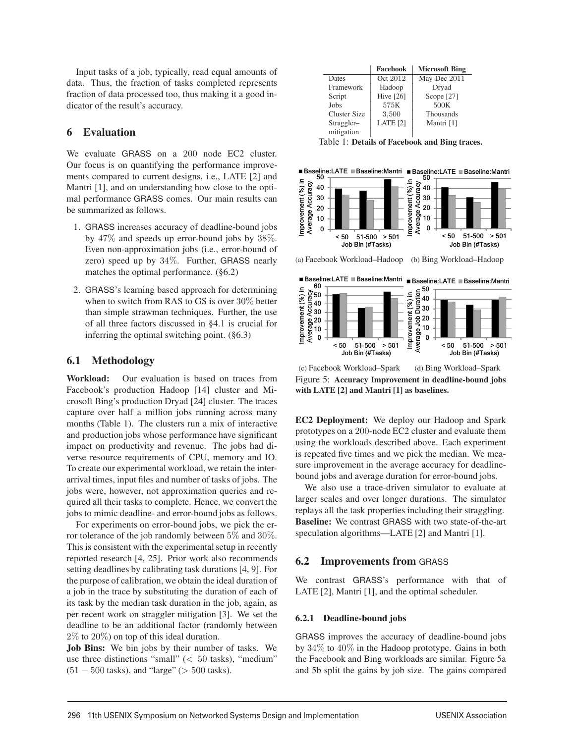Input tasks of a job, typically, read equal amounts of data. Thus, the fraction of tasks completed represents fraction of data processed too, thus making it a good indicator of the result's accuracy.

# 6 Evaluation

We evaluate GRASS on a 200 node EC2 cluster. Our focus is on quantifying the performance improvements compared to current designs, i.e., LATE [2] and Mantri [1], and on understanding how close to the optimal performance GRASS comes. Our main results can be summarized as follows.

1. GRASS increases accuracy of deadline-bound jobs by $47\%$ and speeds up error-bound jobs by $38\%$. Even non-approximation jobs (i.e., error-bound of zero) speed up by $34\%$. Further, GRASS nearly matches the optimal performance. (§6.2)

2. GRASS's learning based approach for determining when to switch from RAS to GS is over $30\%$ better than simple strawman techniques. Further, the use of all three factors discussed in §4.1 is crucial for inferring the optimal switching point. (§6.3)

## 6.1 Methodology

**Workload:** Our evaluation is based on traces from Facebook's production Hadoop [14] cluster and Microsoft Bing's production Dryad [24] cluster. The traces capture over half a million jobs running across many months (Table 1). The clusters run a mix of interactive and production jobs whose performance have significant impact on productivity and revenue. The jobs had diverse resource requirements of CPU, memory and IO. To create our experimental workload, we retain the inter-arrival times, input files and number of tasks of jobs. The jobs were, however, not approximation queries and required all their tasks to complete. Hence, we convert the jobs to mimic deadline- and error-bound jobs as follows.

For experiments on error-bound jobs, we pick the error tolerance of the job randomly between $5\%$ and $30\%$. This is consistent with the experimental setup in recently reported research [4, 25]. Prior work also recommends setting deadlines by calibrating task durations [4, 9]. For the purpose of calibration, we obtain the ideal duration of a job in the trace by substituting the duration of each of its task by the median task duration in the job, again, as per recent work on straggler mitigation [3]. We set the deadline to be an additional factor (randomly between $2\%$ to $20\%$) on top of this ideal duration.

**Job Bins:** We bin jobs by their number of tasks. We use three distinctions "small" ($< 50$ tasks), "medium" ($51 - 500$ tasks), and "large" ($> 500$ tasks).

| | **Facebook** | **Microsoft Bing** |
|---|---|---|
| Dates | Oct 2012 | May-Dec 2011 |
| Framework | Hadoop | Dryad |
| Script | Hive [26] | Scope [27] |
| Jobs | 575K | 500K |
| Cluster Size | 3,500 | Thousands |
| Straggler–mitigation | LATE [2] | Mantri [1] |

Table 1: **Details of Facebook and Bing traces.**

(a) Facebook Workload–Hadoop (b) Bing Workload–Hadoop

(c) Facebook Workload–Spark (d) Bing Workload–Spark

Figure 5: **Accuracy Improvement in deadline-bound jobs with LATE [2] and Mantri [1] as baselines.**

**EC2 Deployment:** We deploy our Hadoop and Spark prototypes on a 200-node EC2 cluster and evaluate them using the workloads described above. Each experiment is repeated five times and we pick the median. We measure improvement in the average accuracy for deadline-bound jobs and average duration for error-bound jobs.

We also use a trace-driven simulator to evaluate at larger scales and over longer durations. The simulator replays all the task properties including their straggling.

**Baseline:** We contrast GRASS with two state-of-the-art speculation algorithms—LATE [2] and Mantri [1].

## 6.2 Improvements from GRASS

We contrast GRASS's performance with that of LATE [2], Mantri [1], and the optimal scheduler.

### 6.2.1 Deadline-bound jobs

GRASS improves the accuracy of deadline-bound jobs by $34\%$ to $40\%$ in the Hadoop prototype. Gains in both the Facebook and Bing workloads are similar. Figure 5a and 5b split the gains by job size. The gains compared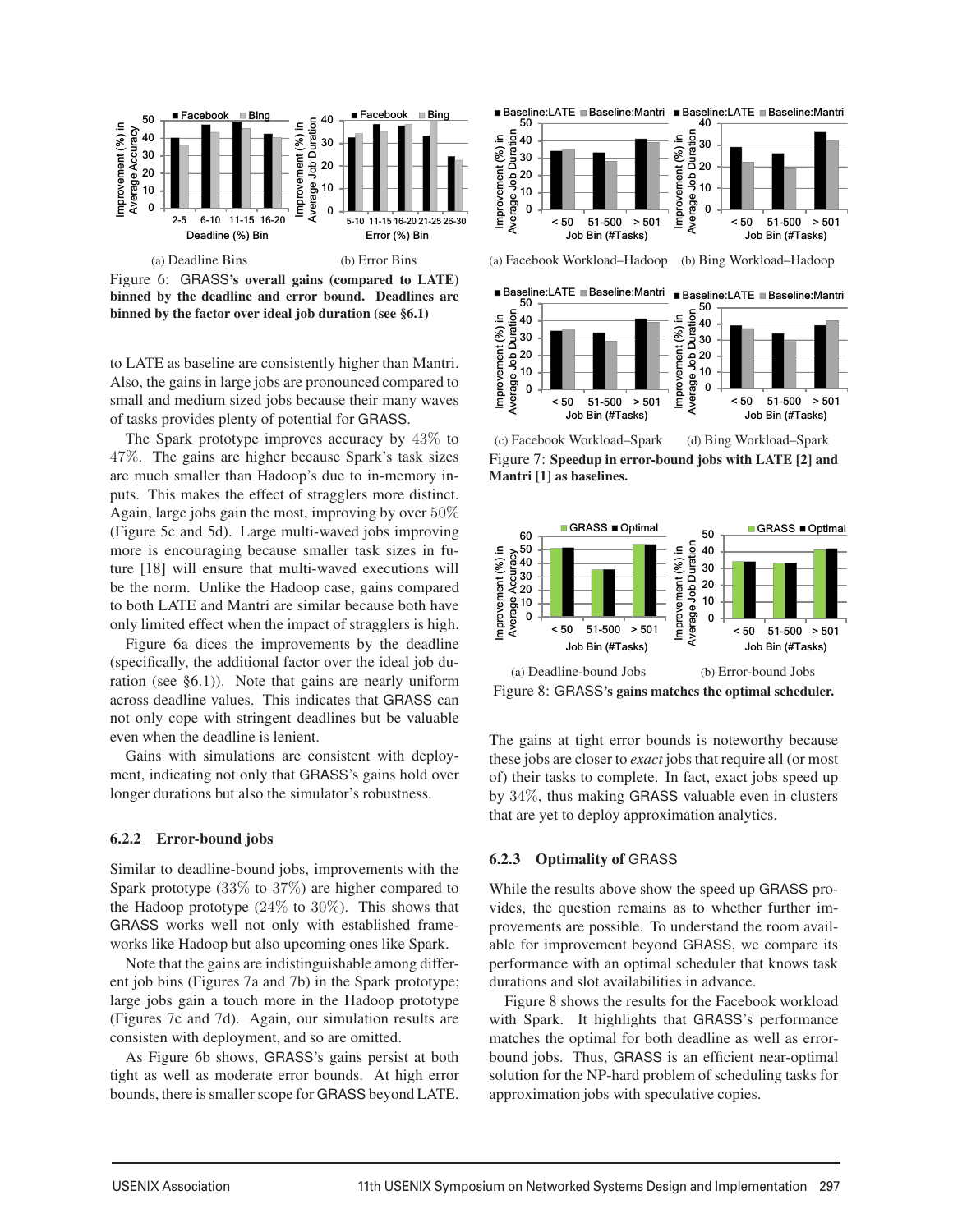(a) Deadline Bins (b) Error Bins

Figure 6: **GRASS's overall gains (compared to LATE) binned by the deadline and error bound. Deadlines are binned by the factor over ideal job duration (see §6.1)**

to LATE as baseline are consistently higher than Mantri. Also, the gains in large jobs are pronounced compared to small and medium sized jobs because their many waves of tasks provides plenty of potential for GRASS.

The Spark prototype improves accuracy by 43% to 47%. The gains are higher because Spark's task sizes are much smaller than Hadoop's due to in-memory inputs. This makes the effect of stragglers more distinct. Again, large jobs gain the most, improving by over 50% (Figure 5c and 5d). Large multi-waved jobs improving more is encouraging because smaller task sizes in future [18] will ensure that multi-waved executions will be the norm. Unlike the Hadoop case, gains compared to both LATE and Mantri are similar because both have only limited effect when the impact of stragglers is high.

Figure 6a dices the improvements by the deadline (specifically, the additional factor over the ideal job duration (see §6.1)). Note that gains are nearly uniform across deadline values. This indicates that GRASS can not only cope with stringent deadlines but be valuable even when the deadline is lenient.

Gains with simulations are consistent with deployment, indicating not only that GRASS's gains hold over longer durations but also the simulator's robustness.

### 6.2.2 Error-bound jobs

Similar to deadline-bound jobs, improvements with the Spark prototype (33% to 37%) are higher compared to the Hadoop prototype (24% to 30%). This shows that GRASS works well not only with established frameworks like Hadoop but also upcoming ones like Spark.

Note that the gains are indistinguishable among different job bins (Figures 7a and 7b) in the Spark prototype; large jobs gain a touch more in the Hadoop prototype (Figures 7c and 7d). Again, our simulation results are consisten with deployment, and so are omitted.

As Figure 6b shows, GRASS's gains persist at both tight as well as moderate error bounds. At high error bounds, there is smaller scope for GRASS beyond LATE.

(a) Facebook Workload–Hadoop (b) Bing Workload–Hadoop

(c) Facebook Workload–Spark (d) Bing Workload–Spark

Figure 7: **Speedup in error-bound jobs with LATE [2] and Mantri [1] as baselines.**

(a) Deadline-bound Jobs (b) Error-bound Jobs

Figure 8: **GRASS's gains matches the optimal scheduler.**

The gains at tight error bounds is noteworthy because these jobs are closer to *exact* jobs that require all (or most of) their tasks to complete. In fact, exact jobs speed up by 34%, thus making GRASS valuable even in clusters that are yet to deploy approximation analytics.

### 6.2.3 Optimality of GRASS

While the results above show the speed up GRASS provides, the question remains as to whether further improvements are possible. To understand the room available for improvement beyond GRASS, we compare its performance with an optimal scheduler that knows task durations and slot availabilities in advance.

Figure 8 shows the results for the Facebook workload with Spark. It highlights that GRASS's performance matches the optimal for both deadline as well as error-bound jobs. Thus, GRASS is an efficient near-optimal solution for the NP-hard problem of scheduling tasks for approximation jobs with speculative copies.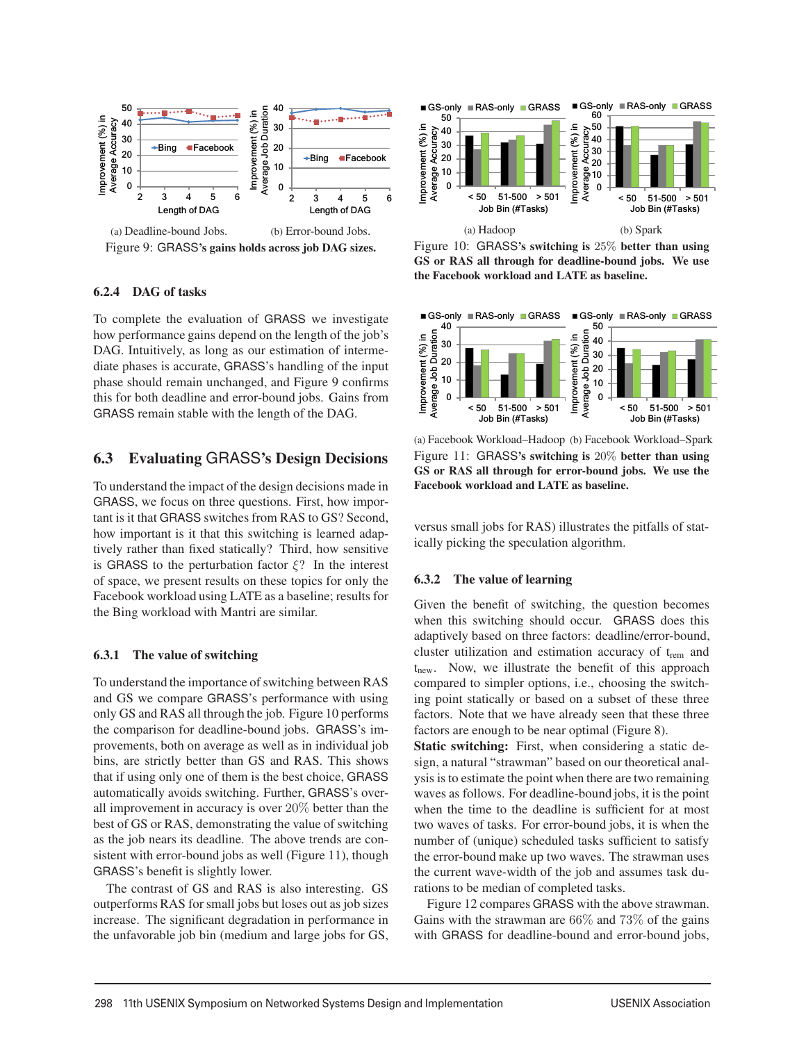(a) Deadline-bound Jobs. (b) Error-bound Jobs.

Figure 9: GRASS's gains holds across job DAG sizes.

#### 6.2.4 DAG of tasks

To complete the evaluation of GRASS we investigate how performance gains depend on the length of the job's DAG. Intuitively, as long as our estimation of intermediate phases is accurate, GRASS's handling of the input phase should remain unchanged, and Figure 9 confirms this for both deadline and error-bound jobs. Gains from GRASS remain stable with the length of the DAG.

### 6.3 Evaluating GRASS's Design Decisions

To understand the impact of the design decisions made in GRASS, we focus on three questions. First, how important is it that GRASS switches from RAS to GS? Second, how important is it that this switching is learned adaptively rather than fixed statically? Third, how sensitive is GRASS to the perturbation factor $\xi$? In the interest of space, we present results on these topics for only the Facebook workload using LATE as a baseline; results for the Bing workload with Mantri are similar.

#### 6.3.1 The value of switching

To understand the importance of switching between RAS and GS we compare GRASS's performance with using only GS and RAS all through the job. Figure 10 performs the comparison for deadline-bound jobs. GRASS's improvements, both on average as well as in individual job bins, are strictly better than GS and RAS. This shows that if using only one of them is the best choice, GRASS automatically avoids switching. Further, GRASS's overall improvement in accuracy is over 20% better than the best of GS or RAS, demonstrating the value of switching as the job nears its deadline. The above trends are consistent with error-bound jobs as well (Figure 11), though GRASS's benefit is slightly lower.

The contrast of GS and RAS is also interesting. GS outperforms RAS for small jobs but loses out as job sizes increase. The significant degradation in performance in the unfavorable job bin (medium and large jobs for GS, versus small jobs for RAS) illustrates the pitfalls of statically picking the speculation algorithm.

(a) Hadoop (b) Spark

Figure 10: GRASS's switching is 25% better than using GS or RAS all through for deadline-bound jobs. We use the Facebook workload and LATE as baseline.

(a) Facebook Workload–Hadoop (b) Facebook Workload–Spark

Figure 11: GRASS's switching is 20% better than using GS or RAS all through for error-bound jobs. We use the Facebook workload and LATE as baseline.

#### 6.3.2 The value of learning

Given the benefit of switching, the question becomes when this switching should occur. GRASS does this adaptively based on three factors: deadline/error-bound, cluster utilization and estimation accuracy of $t_{rem}$ and $t_{new}$. Now, we illustrate the benefit of this approach compared to simpler options, i.e., choosing the switching point statically or based on a subset of these three factors. Note that we have already seen that these three factors are enough to be near optimal (Figure 8).

**Static switching:** First, when considering a static design, a natural "strawman" based on our theoretical analysis is to estimate the point when there are two remaining waves as follows. For deadline-bound jobs, it is the point when the time to the deadline is sufficient for at most two waves of tasks. For error-bound jobs, it is when the number of (unique) scheduled tasks sufficient to satisfy the error-bound make up two waves. The strawman uses the current wave-width of the job and assumes task durations to be median of completed tasks.

Figure 12 compares GRASS with the above strawman. Gains with the strawman are 66% and 73% of the gains with GRASS for deadline-bound and error-bound jobs,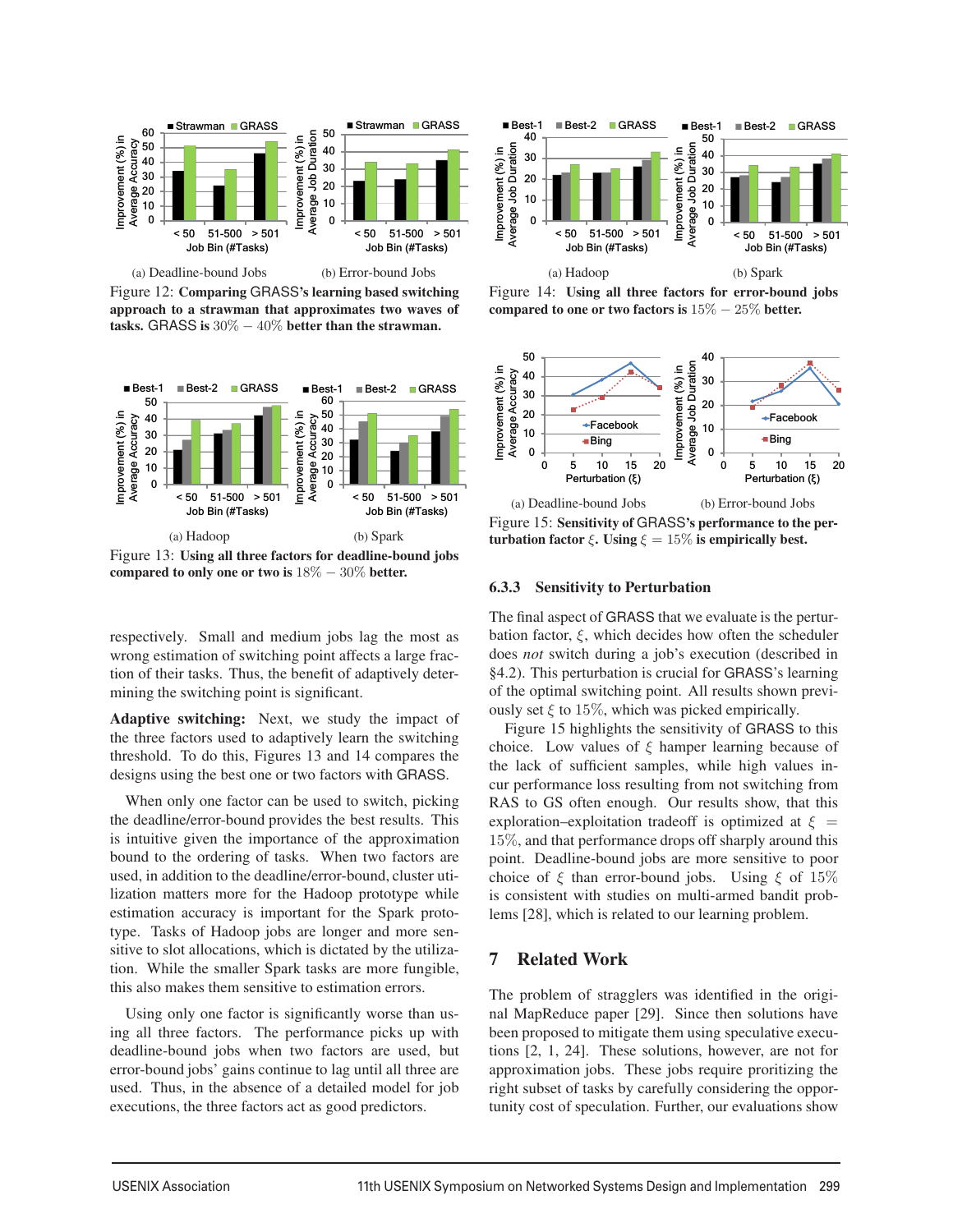(a) Deadline-bound Jobs (b) Error-bound Jobs

Figure 12: **Comparing GRASS's learning based switching approach to a strawman that approximates two waves of tasks. GRASS is $30\% - 40\%$ better than the strawman.**

(a) Hadoop (b) Spark

Figure 13: **Using all three factors for deadline-bound jobs compared to only one or two is $18\% - 30\%$ better.**

respectively. Small and medium jobs lag the most as wrong estimation of switching point affects a large fraction of their tasks. Thus, the benefit of adaptively determining the switching point is significant.

**Adaptive switching:** Next, we study the impact of the three factors used to adaptively learn the switching threshold. To do this, Figures 13 and 14 compares the designs using the best one or two factors with GRASS.

When only one factor can be used to switch, picking the deadline/error-bound provides the best results. This is intuitive given the importance of the approximation bound to the ordering of tasks. When two factors are used, in addition to the deadline/error-bound, cluster utilization matters more for the Hadoop prototype while estimation accuracy is important for the Spark prototype. Tasks of Hadoop jobs are longer and more sensitive to slot allocations, which is dictated by the utilization. While the smaller Spark tasks are more fungible, this also makes them sensitive to estimation errors.

Using only one factor is significantly worse than using all three factors. The performance picks up with deadline-bound jobs when two factors are used, but error-bound jobs' gains continue to lag until all three are used. Thus, in the absence of a detailed model for job executions, the three factors act as good predictors.

(a) Hadoop (b) Spark

Figure 14: **Using all three factors for error-bound jobs compared to one or two factors is $15\% - 25\%$ better.**

(a) Deadline-bound Jobs (b) Error-bound Jobs

Figure 15: **Sensitivity of GRASS's performance to the perturbation factor $\xi$. Using $\xi = 15\%$ is empirically best.**

### 6.3.3 Sensitivity to Perturbation

The final aspect of GRASS that we evaluate is the perturbation factor, $\xi$, which decides how often the scheduler does *not* switch during a job's execution (described in §4.2). This perturbation is crucial for GRASS's learning of the optimal switching point. All results shown previously set $\xi$ to 15%, which was picked empirically.

Figure 15 highlights the sensitivity of GRASS to this choice. Low values of $\xi$ hamper learning because of the lack of sufficient samples, while high values incur performance loss resulting from not switching from RAS to GS often enough. Our results show, that this exploration–exploitation tradeoff is optimized at $\xi = 15\%$, and that performance drops off sharply around this point. Deadline-bound jobs are more sensitive to poor choice of $\xi$ than error-bound jobs. Using $\xi$ of 15% is consistent with studies on multi-armed bandit problems [28], which is related to our learning problem.

## 7 Related Work

The problem of stragglers was identified in the original MapReduce paper [29]. Since then solutions have been proposed to mitigate them using speculative executions [2, 1, 24]. These solutions, however, are not for approximation jobs. These jobs require proritizing the right subset of tasks by carefully considering the opportunity cost of speculation. Further, our evaluations show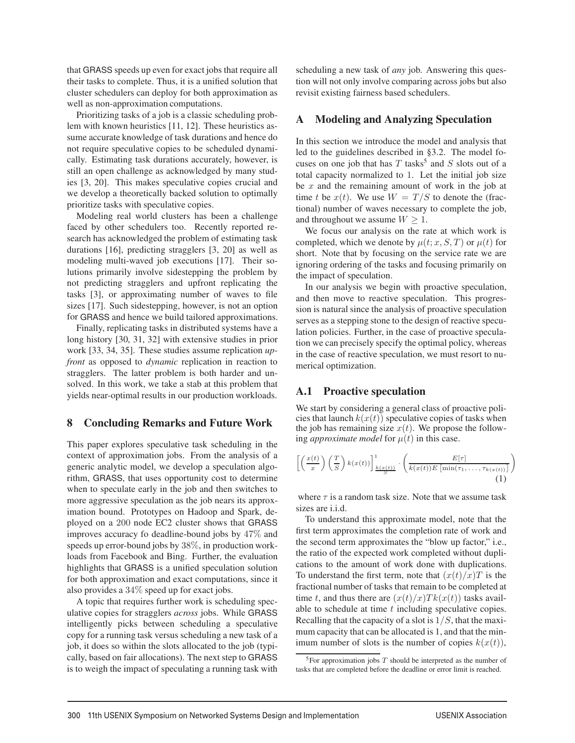that GRASS speeds up even for exact jobs that require all their tasks to complete. Thus, it is a unified solution that cluster schedulers can deploy for both approximation as well as non-approximation computations.

Prioritizing tasks of a job is a classic scheduling problem with known heuristics [11, 12]. These heuristics assume accurate knowledge of task durations and hence do not require speculative copies to be scheduled dynamically. Estimating task durations accurately, however, is still an open challenge as acknowledged by many studies [3, 20]. This makes speculative copies crucial and we develop a theoretically backed solution to optimally prioritize tasks with speculative copies.

Modeling real world clusters has been a challenge faced by other schedulers too. Recently reported research has acknowledged the problem of estimating task durations [16], predicting stragglers [3, 20] as well as modeling multi-waved job executions [17]. Their solutions primarily involve sidestepping the problem by not predicting stragglers and upfront replicating the tasks [3], or approximating number of waves to file sizes [17]. Such sidestepping, however, is not an option for GRASS and hence we build tailored approximations.

Finally, replicating tasks in distributed systems have a long history [30, 31, 32] with extensive studies in prior work [33, 34, 35]. These studies assume replication *upfront* as opposed to *dynamic* replication in reaction to stragglers. The latter problem is both harder and unsolved. In this work, we take a stab at this problem that yields near-optimal results in our production workloads.

## 8 Concluding Remarks and Future Work

This paper explores speculative task scheduling in the context of approximation jobs. From the analysis of a generic analytic model, we develop a speculation algorithm, GRASS, that uses opportunity cost to determine when to speculate early in the job and then switches to more aggressive speculation as the job nears its approximation bound. Prototypes on Hadoop and Spark, deployed on a 200 node EC2 cluster shows that GRASS improves accuracy fo deadline-bound jobs by 47% and speeds up error-bound jobs by 38%, in production workloads from Facebook and Bing. Further, the evaluation highlights that GRASS is a unified speculation solution for both approximation and exact computations, since it also provides a 34% speed up for exact jobs.

A topic that requires further work is scheduling speculative copies for stragglers *across* jobs. While GRASS intelligently picks between scheduling a speculative copy for a running task versus scheduling a new task of a job, it does so within the slots allocated to the job (typically, based on fair allocations). The next step to GRASS is to weigh the impact of speculating a running task with scheduling a new task of *any* job. Answering this question will not only involve comparing across jobs but also revisit existing fairness based schedulers.

## A Modeling and Analyzing Speculation

In this section we introduce the model and analysis that led to the guidelines described in §3.2. The model focuses on one job that has $T$ tasks[5] and $S$ slots out of a total capacity normalized to 1. Let the initial job size be $x$ and the remaining amount of work in the job at time $t$ be $x(t)$. We use $W = T/S$ to denote the (fractional) number of waves necessary to complete the job, and throughout we assume $W \geq 1$.

We focus our analysis on the rate at which work is completed, which we denote by $\mu(t; x, S, T)$ or $\mu(t)$ for short. Note that by focusing on the service rate we are ignoring ordering of the tasks and focusing primarily on the impact of speculation.

In our analysis we begin with proactive speculation, and then move to reactive speculation. This progression is natural since the analysis of proactive speculation serves as a stepping stone to the design of reactive speculation policies. Further, in the case of proactive speculation we can precisely specify the optimal policy, whereas in the case of reactive speculation, we must resort to numerical optimization.

### A.1 Proactive speculation

We start by considering a general class of proactive policies that launch $k(x(t))$ speculative copies of tasks when the job has remaining size $x(t)$. We propose the following *approximate model* for $\mu(t)$ in this case.

$$\left[\left(\frac{x(t)}{x}\right)\left(\frac{T}{S}\right)k(x(t))\right]^{1}_{\frac{k(x(t))}{S}} \cdot \left(\frac{E[\tau]}{k(x(t))E\left[\min(\tau_1,\ldots,\tau_{k(x(t))}\right]}\right) \quad (1)$$

where $\tau$ is a random task size. Note that we assume task sizes are i.i.d.

To understand this approximate model, note that the first term approximates the completion rate of work and the second term approximates the "blow up factor," i.e., the ratio of the expected work completed without duplications to the amount of work done with duplications. To understand the first term, note that $(x(t)/x)T$ is the fractional number of tasks that remain to be completed at time $t$, and thus there are $(x(t)/x)Tk(x(t))$ tasks available to schedule at time $t$ including speculative copies. Recalling that the capacity of a slot is $1/S$, that the maximum capacity that can be allocated is 1, and that the minimum number of slots is the number of copies $k(x(t))$,

[5] For approximation jobs $T$ should be interpreted as the number of tasks that are completed before the deadline or error limit is reached.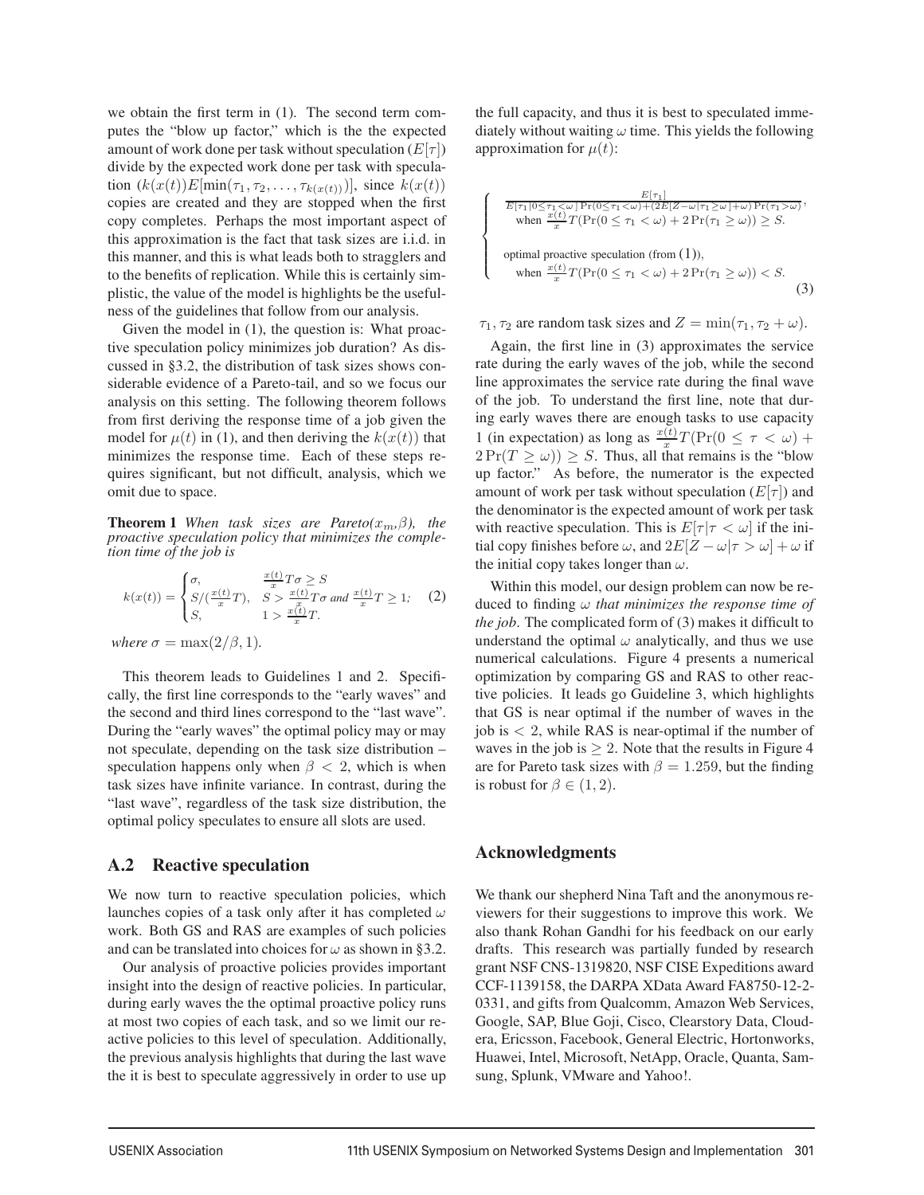we obtain the first term in (1). The second term computes the "blow up factor," which is the the expected amount of work done per task without speculation ($E[\tau]$) divide by the expected work done per task with speculation ($k(x(t))E[\min(\tau_1, \tau_2, \ldots, \tau_{k(x(t))})]$, since $k(x(t))$ copies are created and they are stopped when the first copy completes. Perhaps the most important aspect of this approximation is the fact that task sizes are i.i.d. in this manner, and this is what leads both to stragglers and to the benefits of replication. While this is certainly simplistic, the value of the model is highlights be the usefulness of the guidelines that follow from our analysis.

Given the model in (1), the question is: What proactive speculation policy minimizes job duration? As discussed in §3.2, the distribution of task sizes shows considerable evidence of a Pareto-tail, and so we focus our analysis on this setting. The following theorem follows from first deriving the response time of a job given the model for $\mu(t)$ in (1), and then deriving the $k(x(t))$ that minimizes the response time. Each of these steps requires significant, but not difficult, analysis, which we omit due to space.

**Theorem 1** *When task sizes are Pareto($x_m$,$\beta$), the proactive speculation policy that minimizes the completion time of the job is*

$$k(x(t)) = \begin{cases} \sigma, & \frac{x(t)}{x} T\sigma \geq S \\ S/(\frac{x(t)}{x}T), & S > \frac{x(t)}{x}T\sigma \text{ and } \frac{x(t)}{x}T \geq 1; \\ S, & 1 > \frac{x(t)}{x}T. \end{cases} \quad (2)$$

*where* $\sigma = \max(2/\beta, 1)$.

This theorem leads to Guidelines 1 and 2. Specifically, the first line corresponds to the "early waves" and the second and third lines correspond to the "last wave". During the "early waves" the optimal policy may or may not speculate, depending on the task size distribution – speculation happens only when $\beta < 2$, which is when task sizes have infinite variance. In contrast, during the "last wave", regardless of the task size distribution, the optimal policy speculates to ensure all slots are used.

## A.2 Reactive speculation

We now turn to reactive speculation policies, which launches copies of a task only after it has completed $\omega$ work. Both GS and RAS are examples of such policies and can be translated into choices for $\omega$ as shown in §3.2.

Our analysis of proactive policies provides important insight into the design of reactive policies. In particular, during early waves the the optimal proactive policy runs at most two copies of each task, and so we limit our reactive policies to this level of speculation. Additionally, the previous analysis highlights that during the last wave the it is best to speculate aggressively in order to use up the full capacity, and thus it is best to speculated immediately without waiting $\omega$ time. This yields the following approximation for $\mu(t)$:

$$\begin{cases} \frac{E[\tau_1]}{E[\tau_1|0 \leq \tau_1 < \omega]\Pr(0 \leq \tau_1 < \omega) + (2E[Z-\omega|\tau_1 \geq \omega] + \omega)\Pr(\tau_1 > \omega)}, \\ \quad \text{when } \frac{x(t)}{x}T(\Pr(0 \leq \tau_1 < \omega) + 2\Pr(\tau_1 \geq \omega)) \geq S. \\ \\ \text{optimal proactive speculation (from (1))}, \\ \quad \text{when } \frac{x(t)}{x}T(\Pr(0 \leq \tau_1 < \omega) + 2\Pr(\tau_1 \geq \omega)) < S. \end{cases} \quad (3)$$

$\tau_1, \tau_2$ are random task sizes and $Z = \min(\tau_1, \tau_2 + \omega)$.

Again, the first line in (3) approximates the service rate during the early waves of the job, while the second line approximates the service rate during the final wave of the job. To understand the first line, note that during early waves there are enough tasks to use capacity 1 (in expectation) as long as $\frac{x(t)}{x}T(\Pr(0 \leq \tau < \omega) + 2\Pr(T \geq \omega)) \geq S$. Thus, all that remains is the "blow up factor." As before, the numerator is the expected amount of work per task without speculation ($E[\tau]$) and the denominator is the expected amount of work per task with reactive speculation. This is $E[\tau|\tau < \omega]$ if the initial copy finishes before $\omega$, and $2E[Z - \omega|\tau > \omega] + \omega$ if the initial copy takes longer than $\omega$.

Within this model, our design problem can now be reduced to finding $\omega$ *that minimizes the response time of the job*. The complicated form of (3) makes it difficult to understand the optimal $\omega$ analytically, and thus we use numerical calculations. Figure 4 presents a numerical optimization by comparing GS and RAS to other reactive policies. It leads go Guideline 3, which highlights that GS is near optimal if the number of waves in the job is $< 2$, while RAS is near-optimal if the number of waves in the job is $\geq 2$. Note that the results in Figure 4 are for Pareto task sizes with $\beta = 1.259$, but the finding is robust for $\beta \in (1, 2)$.

## Acknowledgments

We thank our shepherd Nina Taft and the anonymous reviewers for their suggestions to improve this work. We also thank Rohan Gandhi for his feedback on our early drafts. This research was partially funded by research grant NSF CNS-1319820, NSF CISE Expeditions award CCF-1139158, the DARPA XData Award FA8750-12-2-0331, and gifts from Qualcomm, Amazon Web Services, Google, SAP, Blue Goji, Cisco, Clearstory Data, Cloudera, Ericsson, Facebook, General Electric, Hortonworks, Huawei, Intel, Microsoft, NetApp, Oracle, Quanta, Samsung, Splunk, VMware and Yahoo!.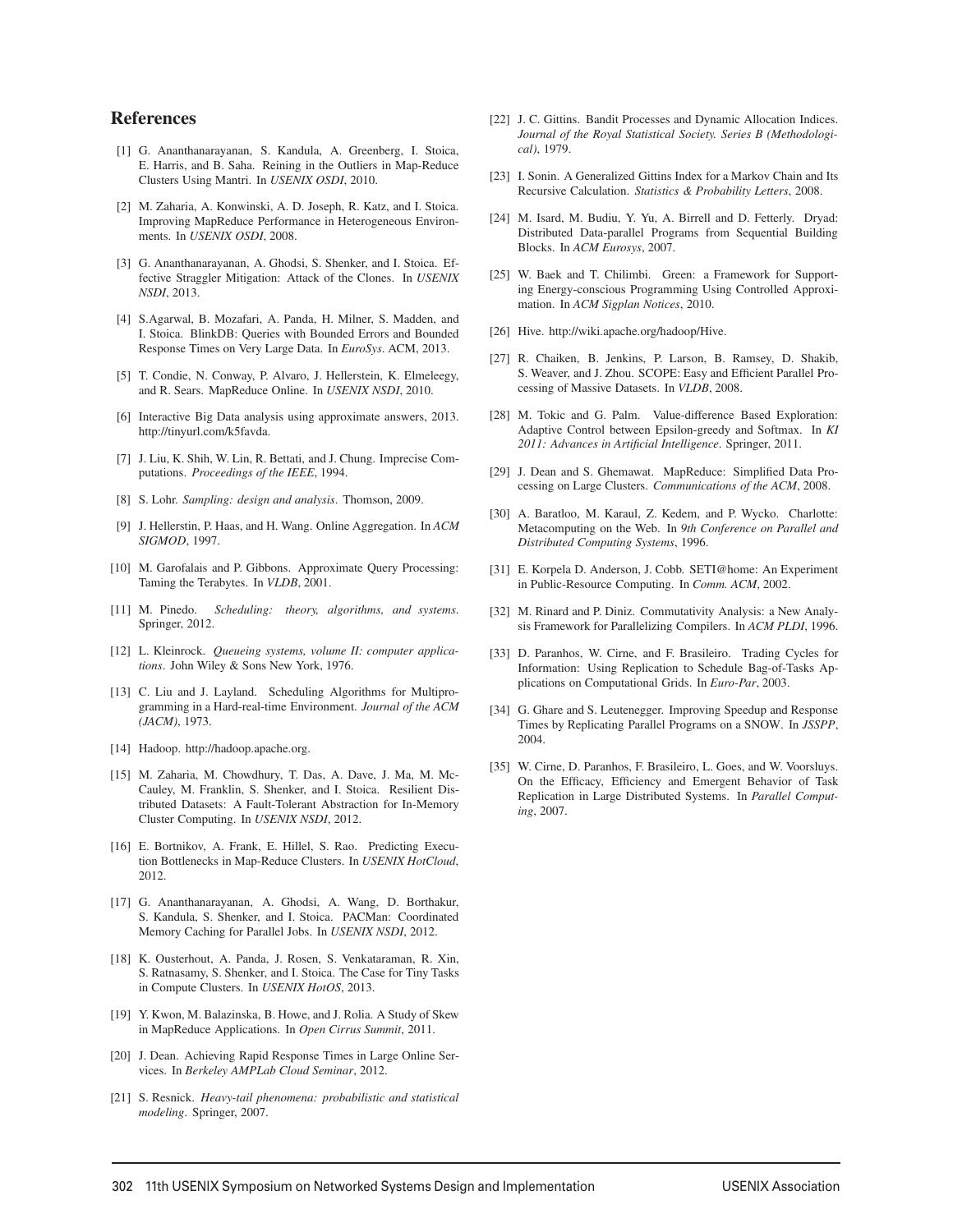## References

[1] G. Ananthanarayanan, S. Kandula, A. Greenberg, I. Stoica, E. Harris, and B. Saha. Reining in the Outliers in Map-Reduce Clusters Using Mantri. In *USENIX OSDI*, 2010.

[2] M. Zaharia, A. Konwinski, A. D. Joseph, R. Katz, and I. Stoica. Improving MapReduce Performance in Heterogeneous Environments. In *USENIX OSDI*, 2008.

[3] G. Ananthanarayanan, A. Ghodsi, S. Shenker, and I. Stoica. Effective Straggler Mitigation: Attack of the Clones. In *USENIX NSDI*, 2013.

[4] S.Agarwal, B. Mozafari, A. Panda, H. Milner, S. Madden, and I. Stoica. BlinkDB: Queries with Bounded Errors and Bounded Response Times on Very Large Data. In *EuroSys*. ACM, 2013.

[5] T. Condie, N. Conway, P. Alvaro, J. Hellerstein, K. Elmeleegy, and R. Sears. MapReduce Online. In *USENIX NSDI*, 2010.

[6] Interactive Big Data analysis using approximate answers, 2013. http://tinyurl.com/k5favda.

[7] J. Liu, K. Shih, W. Lin, R. Bettati, and J. Chung. Imprecise Computations. *Proceedings of the IEEE*, 1994.

[8] S. Lohr. *Sampling: design and analysis*. Thomson, 2009.

[9] J. Hellerstin, P. Haas, and H. Wang. Online Aggregation. In *ACM SIGMOD*, 1997.

[10] M. Garofalais and P. Gibbons. Approximate Query Processing: Taming the Terabytes. In *VLDB*, 2001.

[11] M. Pinedo. *Scheduling: theory, algorithms, and systems*. Springer, 2012.

[12] L. Kleinrock. *Queueing systems, volume II: computer applications*. John Wiley & Sons New York, 1976.

[13] C. Liu and J. Layland. Scheduling Algorithms for Multiprogramming in a Hard-real-time Environment. *Journal of the ACM (JACM)*, 1973.

[14] Hadoop. http://hadoop.apache.org.

[15] M. Zaharia, M. Chowdhury, T. Das, A. Dave, J. Ma, M. McCauley, M. Franklin, S. Shenker, and I. Stoica. Resilient Distributed Datasets: A Fault-Tolerant Abstraction for In-Memory Cluster Computing. In *USENIX NSDI*, 2012.

[16] E. Bortnikov, A. Frank, E. Hillel, S. Rao. Predicting Execution Bottlenecks in Map-Reduce Clusters. In *USENIX HotCloud*, 2012.

[17] G. Ananthanarayanan, A. Ghodsi, A. Wang, D. Borthakur, S. Kandula, S. Shenker, and I. Stoica. PACMan: Coordinated Memory Caching for Parallel Jobs. In *USENIX NSDI*, 2012.

[18] K. Ousterhout, A. Panda, J. Rosen, S. Venkataraman, R. Xin, S. Ratnasamy, S. Shenker, and I. Stoica. The Case for Tiny Tasks in Compute Clusters. In *USENIX HotOS*, 2013.

[19] Y. Kwon, M. Balazinska, B. Howe, and J. Rolia. A Study of Skew in MapReduce Applications. In *Open Cirrus Summit*, 2011.

[20] J. Dean. Achieving Rapid Response Times in Large Online Services. In *Berkeley AMPLab Cloud Seminar*, 2012.

[21] S. Resnick. *Heavy-tail phenomena: probabilistic and statistical modeling*. Springer, 2007.

[22] J. C. Gittins. Bandit Processes and Dynamic Allocation Indices. *Journal of the Royal Statistical Society. Series B (Methodological)*, 1979.

[23] I. Sonin. A Generalized Gittins Index for a Markov Chain and Its Recursive Calculation. *Statistics & Probability Letters*, 2008.

[24] M. Isard, M. Budiu, Y. Yu, A. Birrell and D. Fetterly. Dryad: Distributed Data-parallel Programs from Sequential Building Blocks. In *ACM Eurosys*, 2007.

[25] W. Baek and T. Chilimbi. Green: a Framework for Supporting Energy-conscious Programming Using Controlled Approximation. In *ACM Sigplan Notices*, 2010.

[26] Hive. http://wiki.apache.org/hadoop/Hive.

[27] R. Chaiken, B. Jenkins, P. Larson, B. Ramsey, D. Shakib, S. Weaver, and J. Zhou. SCOPE: Easy and Efficient Parallel Processing of Massive Datasets. In *VLDB*, 2008.

[28] M. Tokic and G. Palm. Value-difference Based Exploration: Adaptive Control between Epsilon-greedy and Softmax. In *KI 2011: Advances in Artificial Intelligence*. Springer, 2011.

[29] J. Dean and S. Ghemawat. MapReduce: Simplified Data Processing on Large Clusters. *Communications of the ACM*, 2008.

[30] A. Baratloo, M. Karaul, Z. Kedem, and P. Wycko. Charlotte: Metacomputing on the Web. In *9th Conference on Parallel and Distributed Computing Systems*, 1996.

[31] E. Korpela D. Anderson, J. Cobb. SETI@home: An Experiment in Public-Resource Computing. In *Comm. ACM*, 2002.

[32] M. Rinard and P. Diniz. Commutativity Analysis: a New Analysis Framework for Parallelizing Compilers. In *ACM PLDI*, 1996.

[33] D. Paranhos, W. Cirne, and F. Brasileiro. Trading Cycles for Information: Using Replication to Schedule Bag-of-Tasks Applications on Computational Grids. In *Euro-Par*, 2003.

[34] G. Ghare and S. Leutenegger. Improving Speedup and Response Times by Replicating Parallel Programs on a SNOW. In *JSSPP*, 2004.

[35] W. Cirne, D. Paranhos, F. Brasileiro, L. Goes, and W. Voorsluys. On the Efficacy, Efficiency and Emergent Behavior of Task Replication in Large Distributed Systems. In *Parallel Computing*, 2007.